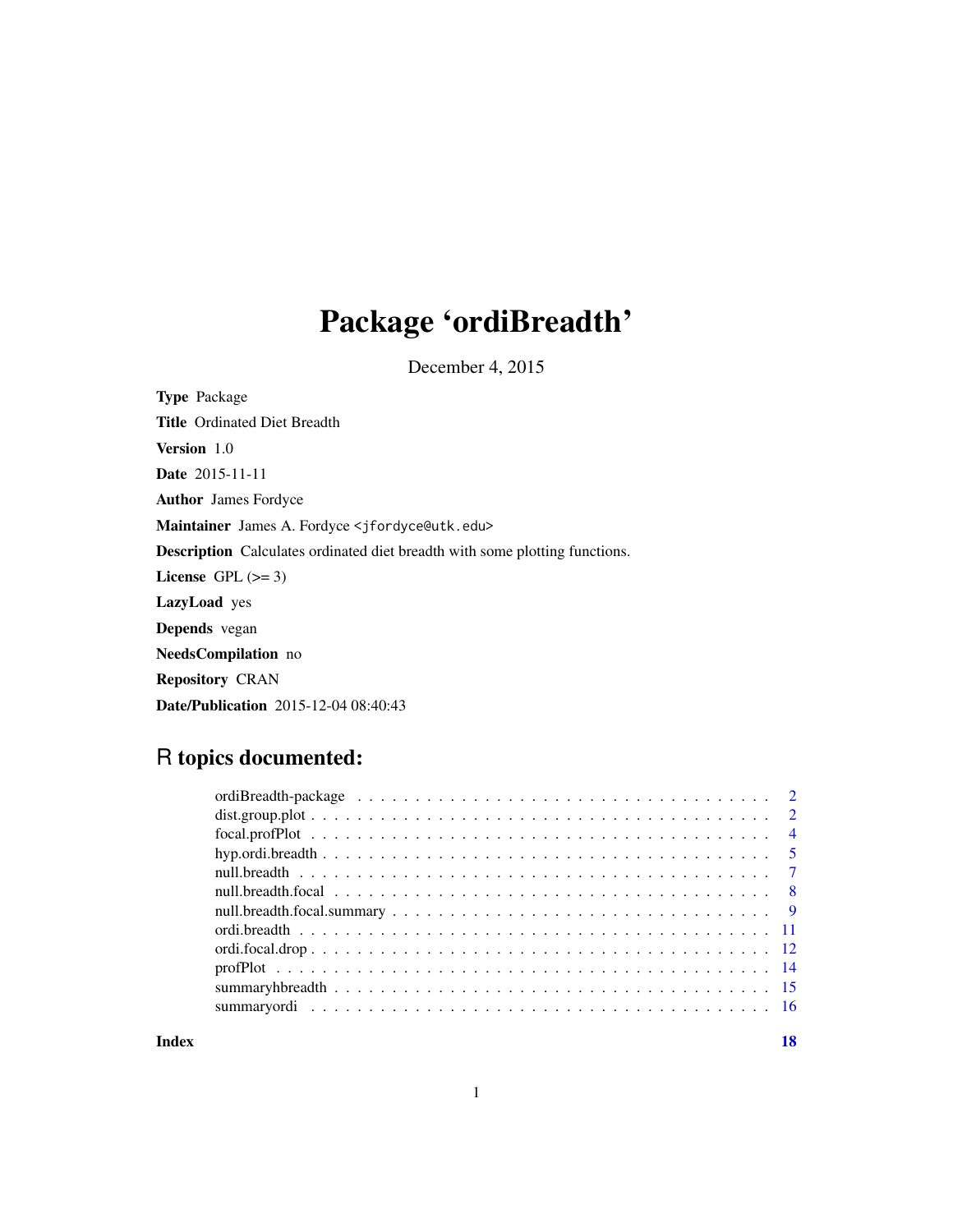# Package 'ordiBreadth'

December 4, 2015

**Type** Package

**Title** Ordinated Diet Breadth

**Version** 1.0

**Date** 2015-11-11

**Author** James Fordyce

**Maintainer** James A. Fordyce <jfordyce@utk.edu>

**Description** Calculates ordinated diet breadth with some plotting functions.

**License** GPL (>= 3)

**LazyLoad** yes

**Depends** vegan

**NeedsCompilation** no

**Repository** CRAN

**Date/Publication** 2015-12-04 08:40:43

## R topics documented:

| | |
|---|---|
| ordiBreadth-package | 2 |
| dist.group.plot | 2 |
| focal.profPlot | 4 |
| hyp.ordi.breadth | 5 |
| null.breadth | 7 |
| null.breadth.focal | 8 |
| null.breadth.focal.summary | 9 |
| ordi.breadth | 11 |
| ordi.focal.drop | 12 |
| profPlot | 14 |
| summaryhbreadth | 15 |
| summaryordi | 16 |
| **Index** | **18** |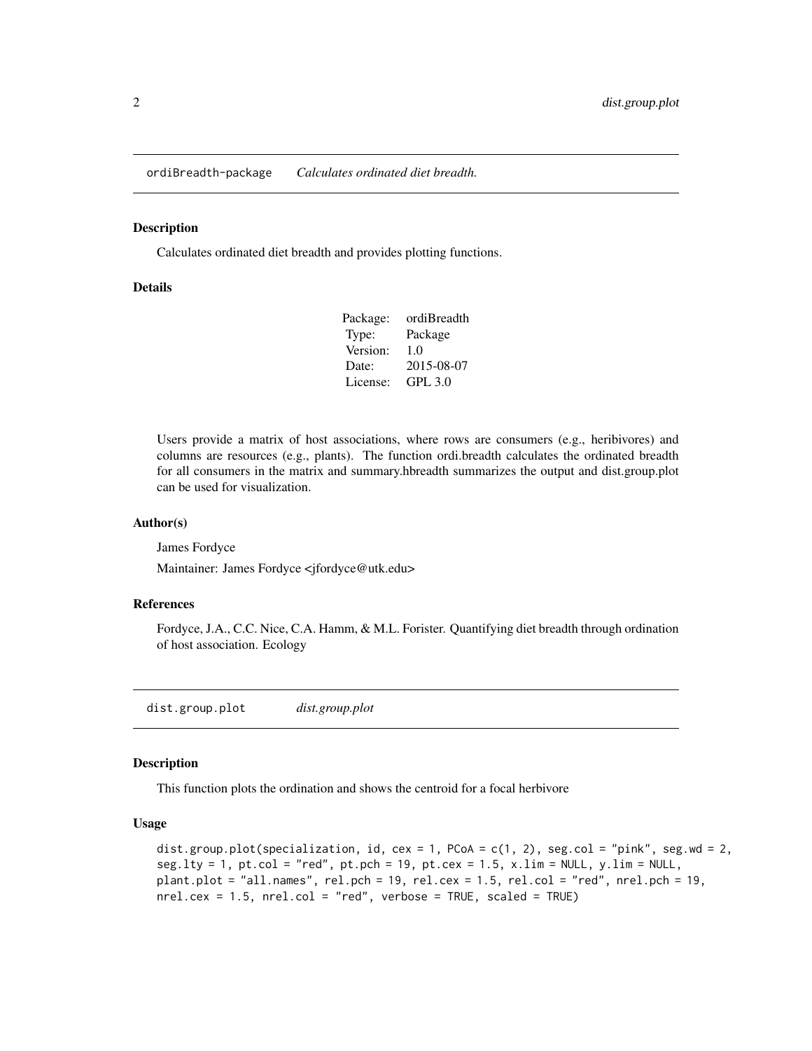## ordiBreadth-package *Calculates ordinated diet breadth.*

### Description

Calculates ordinated diet breadth and provides plotting functions.

### Details

| | |
|---|---|
| Package: | ordiBreadth |
| Type: | Package |
| Version: | 1.0 |
| Date: | 2015-08-07 |
| License: | GPL 3.0 |

Users provide a matrix of host associations, where rows are consumers (e.g., heribivores) and columns are resources (e.g., plants). The function ordi.breadth calculates the ordinated breadth for all consumers in the matrix and summary.hbreadth summarizes the output and dist.group.plot can be used for visualization.

### Author(s)

James Fordyce

Maintainer: James Fordyce <jfordyce@utk.edu>

### References

Fordyce, J.A., C.C. Nice, C.A. Hamm, & M.L. Forister. Quantifying diet breadth through ordination of host association. Ecology

## dist.group.plot *dist.group.plot*

### Description

This function plots the ordination and shows the centroid for a focal herbivore

### Usage

```
dist.group.plot(specialization, id, cex = 1, PCoA = c(1, 2), seg.col = "pink", seg.wd = 2,
seg.lty = 1, pt.col = "red", pt.pch = 19, pt.cex = 1.5, x.lim = NULL, y.lim = NULL,
plant.plot = "all.names", rel.pch = 19, rel.cex = 1.5, rel.col = "red", nrel.pch = 19,
nrel.cex = 1.5, nrel.col = "red", verbose = TRUE, scaled = TRUE)
```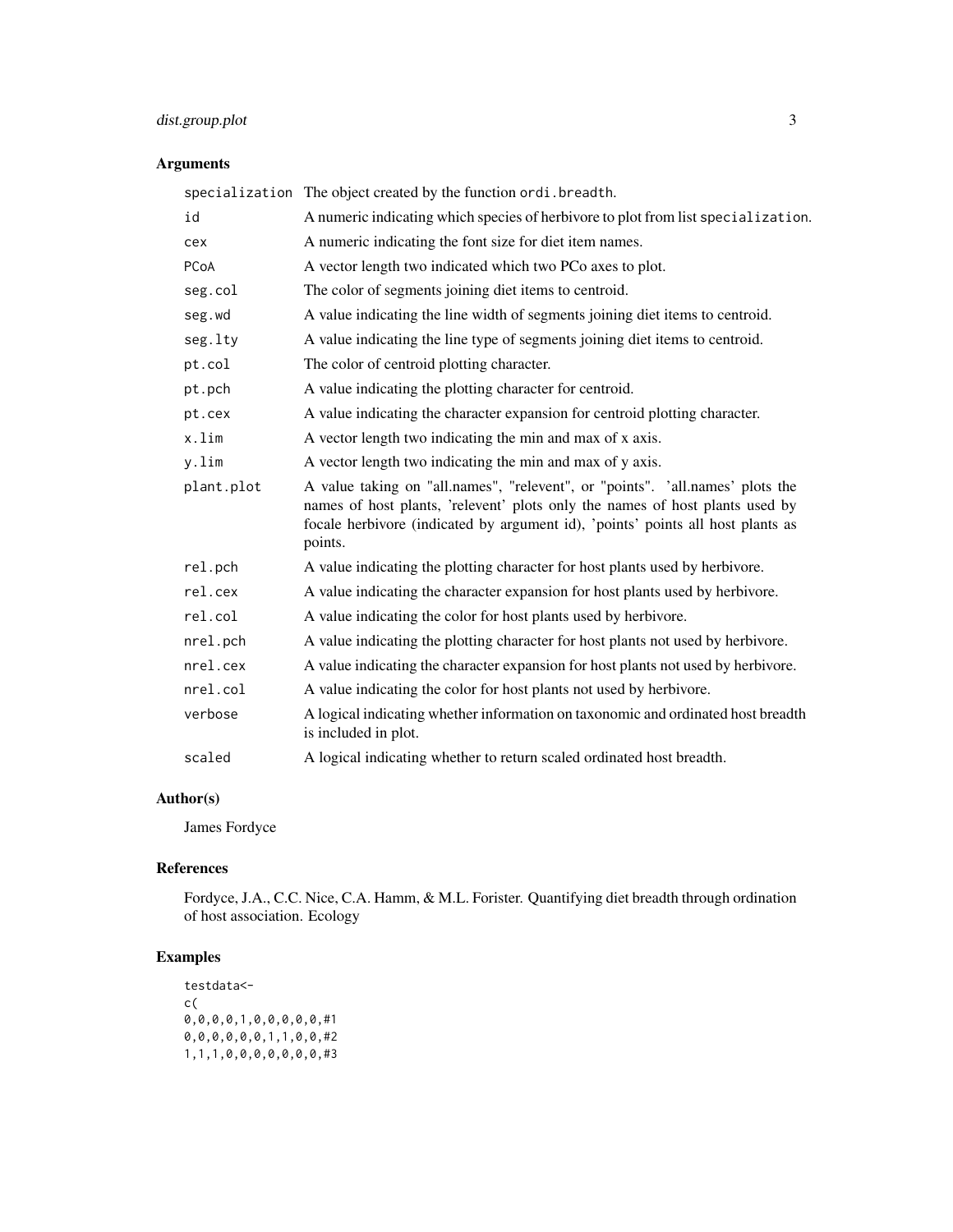## Arguments

| | |
|---|---|
| specialization | The object created by the function ordi.breadth. |
| id | A numeric indicating which species of herbivore to plot from list specialization. |
| cex | A numeric indicating the font size for diet item names. |
| PCoA | A vector length two indicated which two PCo axes to plot. |
| seg.col | The color of segments joining diet items to centroid. |
| seg.wd | A value indicating the line width of segments joining diet items to centroid. |
| seg.lty | A value indicating the line type of segments joining diet items to centroid. |
| pt.col | The color of centroid plotting character. |
| pt.pch | A value indicating the plotting character for centroid. |
| pt.cex | A value indicating the character expansion for centroid plotting character. |
| x.lim | A vector length two indicating the min and max of x axis. |
| y.lim | A vector length two indicating the min and max of y axis. |
| plant.plot | A value taking on "all.names", "relevent", or "points". 'all.names' plots the names of host plants, 'relevent' plots only the names of host plants used by focale herbivore (indicated by argument id), 'points' points all host plants as points. |
| rel.pch | A value indicating the plotting character for host plants used by herbivore. |
| rel.cex | A value indicating the character expansion for host plants used by herbivore. |
| rel.col | A value indicating the color for host plants used by herbivore. |
| nrel.pch | A value indicating the plotting character for host plants not used by herbivore. |
| nrel.cex | A value indicating the character expansion for host plants not used by herbivore. |
| nrel.col | A value indicating the color for host plants not used by herbivore. |
| verbose | A logical indicating whether information on taxonomic and ordinated host breadth is included in plot. |
| scaled | A logical indicating whether to return scaled ordinated host breadth. |

## Author(s)

James Fordyce

## References

Fordyce, J.A., C.C. Nice, C.A. Hamm, & M.L. Forister. Quantifying diet breadth through ordination of host association. Ecology

## Examples

```
testdata<-
c(
0,0,0,0,1,0,0,0,0,0,0,#1
0,0,0,0,0,0,0,1,1,0,0,#2
1,1,1,0,0,0,0,0,0,0,0,#3
```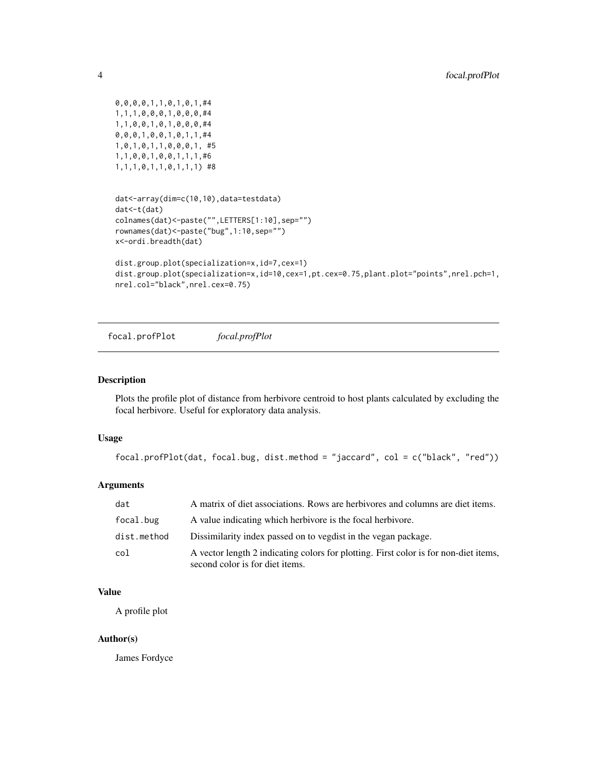```
0,0,0,0,1,1,0,1,0,1,#4
1,1,1,0,0,0,1,0,0,0,#4
1,1,0,0,1,0,1,0,0,0,#4
0,0,0,1,0,0,1,0,1,1,#4
1,0,1,0,1,1,0,0,0,1, #5
1,1,0,0,1,0,0,1,1,1,#6
1,1,1,0,1,1,0,1,1,1) #8


dat<-array(dim=c(10,10),data=testdata)
dat<-t(dat)
colnames(dat)<-paste("",LETTERS[1:10],sep="")
rownames(dat)<-paste("bug",1:10,sep="")
x<-ordi.breadth(dat)

dist.group.plot(specialization=x,id=7,cex=1)
dist.group.plot(specialization=x,id=10,cex=1,pt.cex=0.75,plant.plot="points",nrel.pch=1,
nrel.col="black",nrel.cex=0.75)
```

## focal.profPlot *focal.profPlot*

### Description

Plots the profile plot of distance from herbivore centroid to host plants calculated by excluding the focal herbivore. Useful for exploratory data analysis.

### Usage

```
focal.profPlot(dat, focal.bug, dist.method = "jaccard", col = c("black", "red"))
```

### Arguments

| | |
|---|---|
| dat | A matrix of diet associations. Rows are herbivores and columns are diet items. |
| focal.bug | A value indicating which herbivore is the focal herbivore. |
| dist.method | Dissimilarity index passed on to vegdist in the vegan package. |
| col | A vector length 2 indicating colors for plotting. First color is for non-diet items, second color is for diet items. |

### Value

A profile plot

### Author(s)

James Fordyce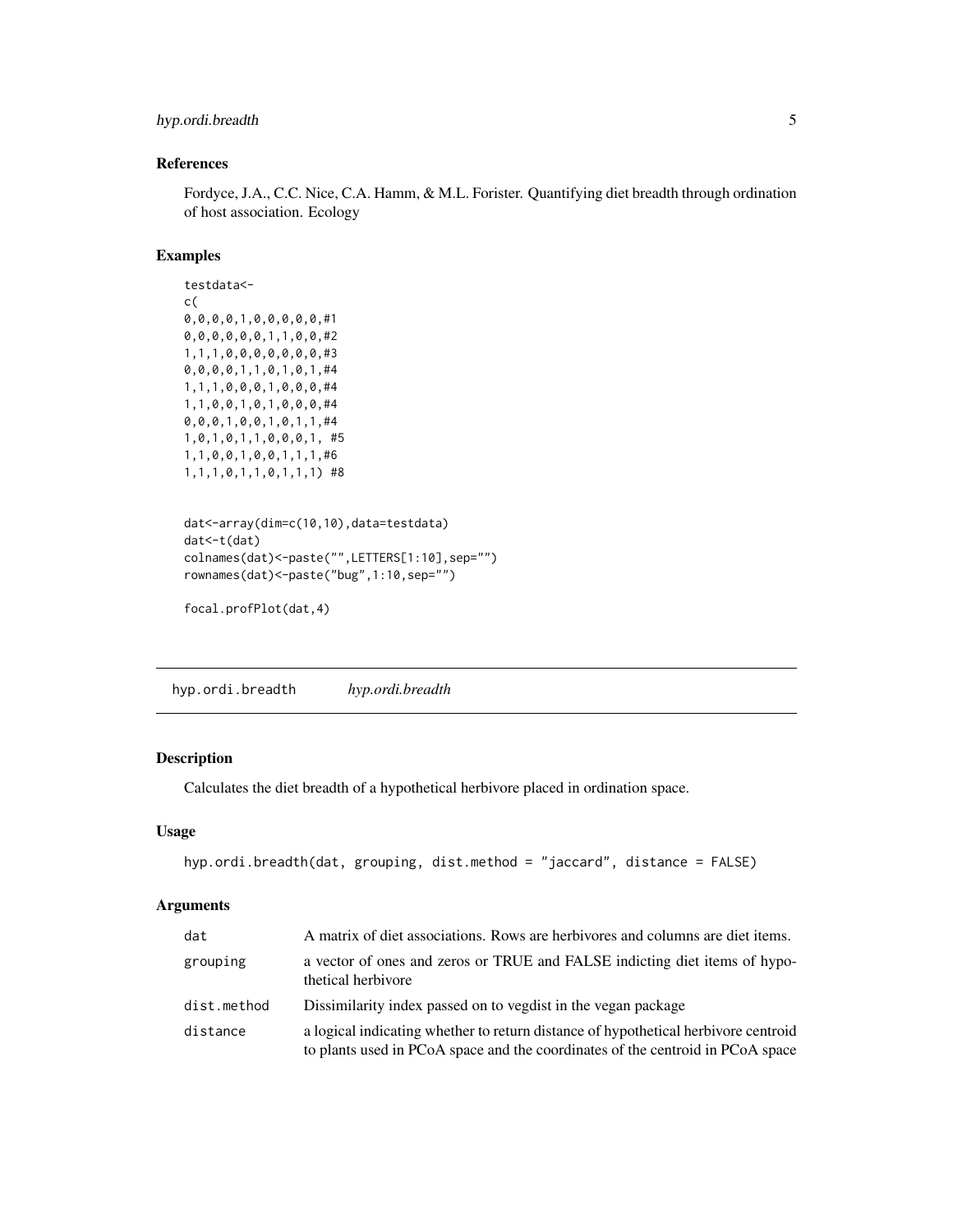### References

Fordyce, J.A., C.C. Nice, C.A. Hamm, & M.L. Forister. Quantifying diet breadth through ordination of host association. Ecology

### Examples

```
testdata<-
c(
0,0,0,0,1,0,0,0,0,0,#1
0,0,0,0,0,0,1,1,0,0,#2
1,1,1,0,0,0,0,0,0,0,#3
0,0,0,0,1,1,0,1,0,1,#4
1,1,1,0,0,0,1,0,0,0,#4
1,1,0,0,1,0,1,0,0,0,#4
0,0,0,1,0,0,1,0,1,1,#4
1,0,1,0,1,1,0,0,0,1, #5
1,1,0,0,1,0,0,1,1,1,#6
1,1,1,0,1,1,0,1,1,1) #8


dat<-array(dim=c(10,10),data=testdata)
dat<-t(dat)
colnames(dat)<-paste("",LETTERS[1:10],sep="")
rownames(dat)<-paste("bug",1:10,sep="")

focal.profPlot(dat,4)
```

---

## hyp.ordi.breadth *hyp.ordi.breadth*

### Description

Calculates the diet breadth of a hypothetical herbivore placed in ordination space.

### Usage

```
hyp.ordi.breadth(dat, grouping, dist.method = "jaccard", distance = FALSE)
```

### Arguments

| | |
|---|---|
| dat | A matrix of diet associations. Rows are herbivores and columns are diet items. |
| grouping | a vector of ones and zeros or TRUE and FALSE indicting diet items of hypothetical herbivore |
| dist.method | Dissimilarity index passed on to vegdist in the vegan package |
| distance | a logical indicating whether to return distance of hypothetical herbivore centroid to plants used in PCoA space and the coordinates of the centroid in PCoA space |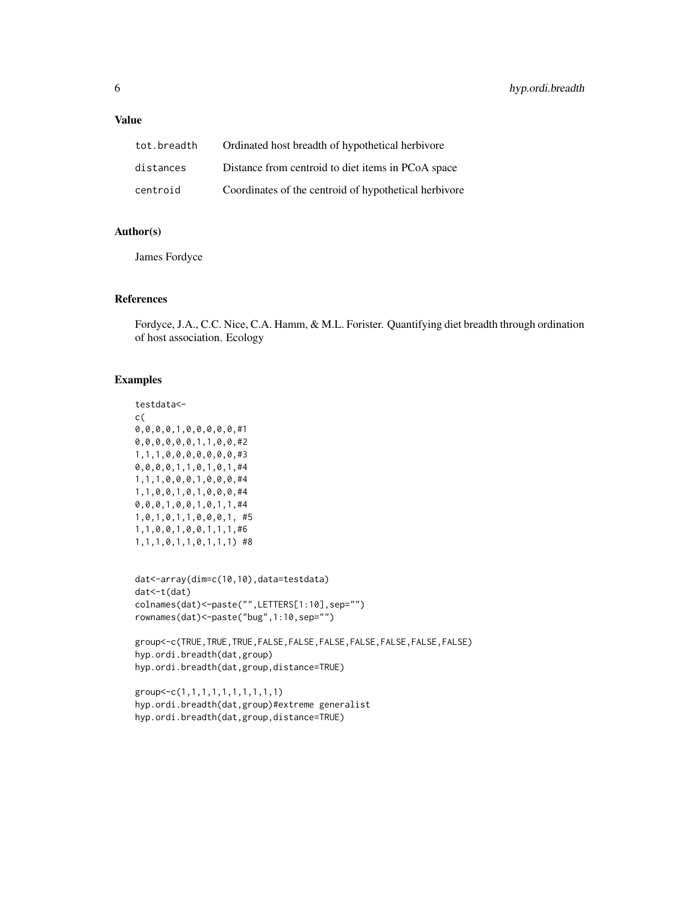## Value

| | |
|---|---|
| tot.breadth | Ordinated host breadth of hypothetical herbivore |
| distances | Distance from centroid to diet items in PCoA space |
| centroid | Coordinates of the centroid of hypothetical herbivore |

## Author(s)

James Fordyce

## References

Fordyce, J.A., C.C. Nice, C.A. Hamm, & M.L. Forister. Quantifying diet breadth through ordination of host association. Ecology

## Examples

```
testdata<-
c(
0,0,0,0,1,0,0,0,0,0,#1
0,0,0,0,0,0,1,1,0,0,#2
1,1,1,0,0,0,0,0,0,0,#3
0,0,0,0,1,1,0,1,0,1,#4
1,1,1,0,0,0,1,0,0,0,#4
1,1,0,0,1,0,1,0,0,0,#4
0,0,0,1,0,0,1,0,1,1,#4
1,0,1,0,1,1,0,0,0,1, #5
1,1,0,0,1,0,0,1,1,1,#6
1,1,1,0,1,1,0,1,1,1) #8


dat<-array(dim=c(10,10),data=testdata)
dat<-t(dat)
colnames(dat)<-paste("",LETTERS[1:10],sep="")
rownames(dat)<-paste("bug",1:10,sep="")

group<-c(TRUE,TRUE,TRUE,FALSE,FALSE,FALSE,FALSE,FALSE,FALSE,FALSE)
hyp.ordi.breadth(dat,group)
hyp.ordi.breadth(dat,group,distance=TRUE)

group<-c(1,1,1,1,1,1,1,1,1,1)
hyp.ordi.breadth(dat,group)#extreme generalist
hyp.ordi.breadth(dat,group,distance=TRUE)
```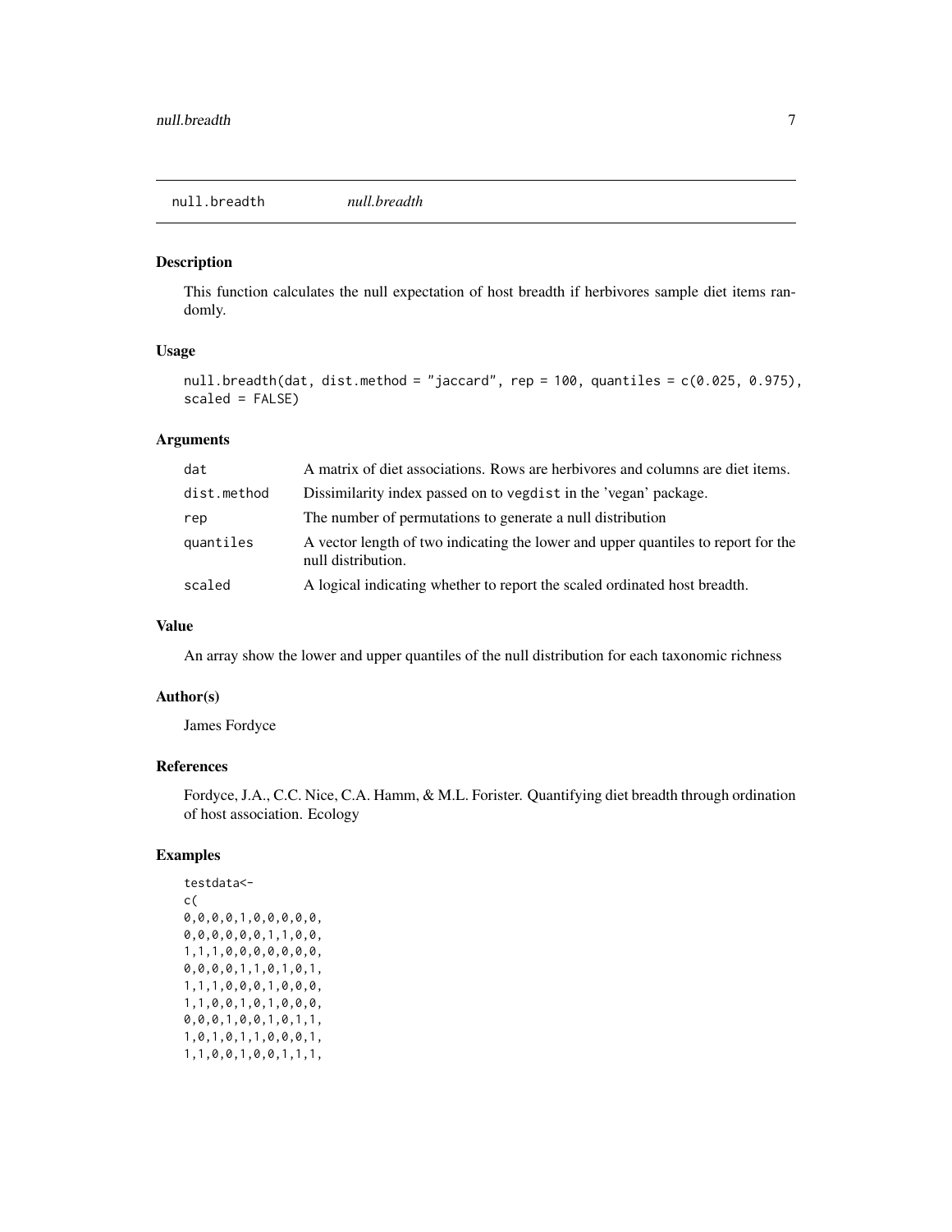## null.breadth *null.breadth*

### Description

This function calculates the null expectation of host breadth if herbivores sample diet items randomly.

### Usage

```
null.breadth(dat, dist.method = "jaccard", rep = 100, quantiles = c(0.025, 0.975),
scaled = FALSE)
```

### Arguments

| | |
|---|---|
| `dat` | A matrix of diet associations. Rows are herbivores and columns are diet items. |
| `dist.method` | Dissimilarity index passed on to `vegdist` in the 'vegan' package. |
| `rep` | The number of permutations to generate a null distribution |
| `quantiles` | A vector length of two indicating the lower and upper quantiles to report for the null distribution. |
| `scaled` | A logical indicating whether to report the scaled ordinated host breadth. |

### Value

An array show the lower and upper quantiles of the null distribution for each taxonomic richness

### Author(s)

James Fordyce

### References

Fordyce, J.A., C.C. Nice, C.A. Hamm, & M.L. Forister. Quantifying diet breadth through ordination of host association. Ecology

### Examples

```
testdata<-
c(
0,0,0,0,1,0,0,0,0,0,
0,0,0,0,0,0,1,1,0,0,
1,1,1,0,0,0,0,0,0,0,
0,0,0,0,1,1,0,1,0,1,
1,1,1,0,0,0,1,0,0,0,
1,1,0,0,1,0,1,0,0,0,
0,0,0,1,0,0,1,0,1,1,
1,0,1,0,1,1,0,0,0,1,
1,1,0,0,1,0,0,1,1,1,
```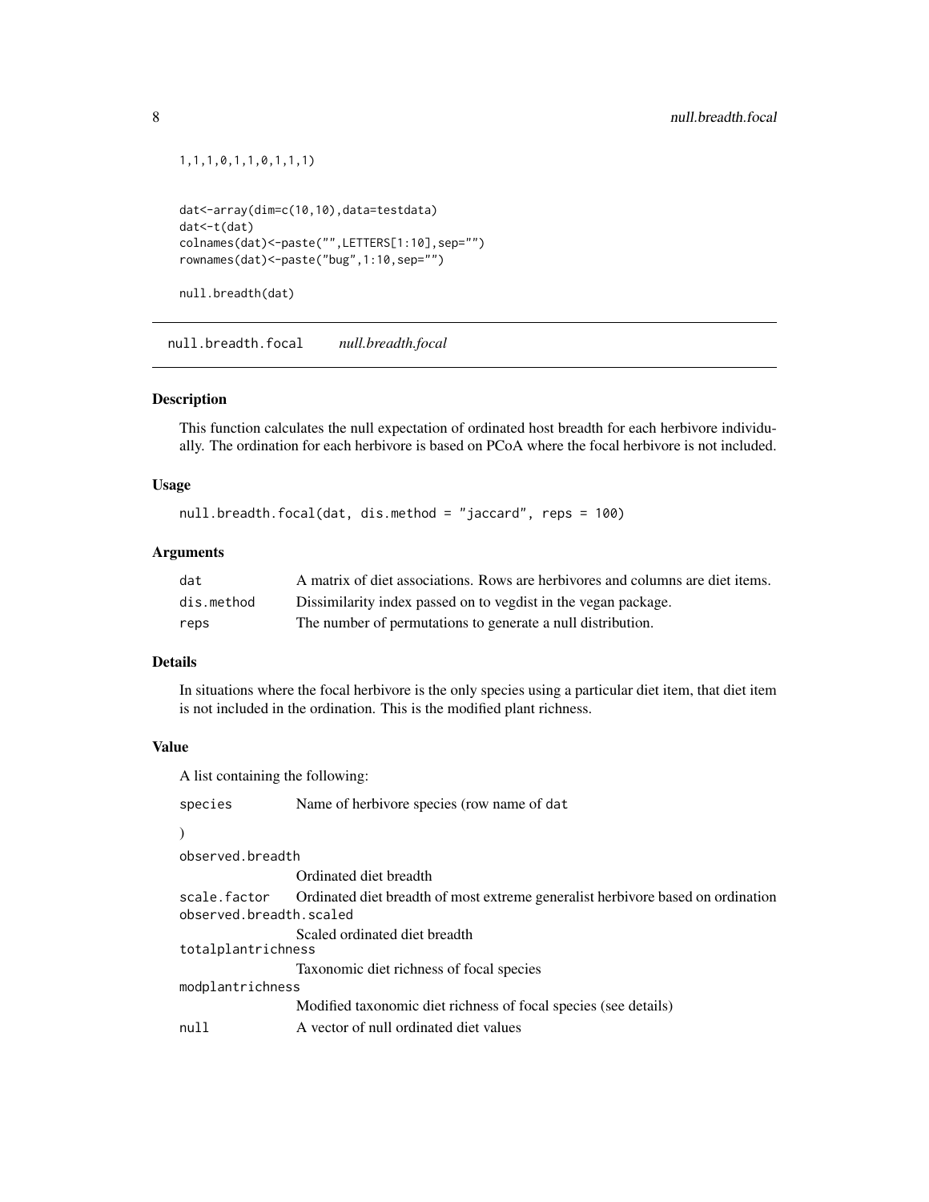```
1,1,1,0,1,1,0,1,1,1)


dat<-array(dim=c(10,10),data=testdata)
dat<-t(dat)
colnames(dat)<-paste("",LETTERS[1:10],sep="")
rownames(dat)<-paste("bug",1:10,sep="")

null.breadth(dat)
```

## null.breadth.focal    *null.breadth.focal*

### Description

This function calculates the null expectation of ordinated host breadth for each herbivore individually. The ordination for each herbivore is based on PCoA where the focal herbivore is not included.

### Usage

```
null.breadth.focal(dat, dis.method = "jaccard", reps = 100)
```

### Arguments

| | |
|---|---|
| `dat` | A matrix of diet associations. Rows are herbivores and columns are diet items. |
| `dis.method` | Dissimilarity index passed on to vegdist in the vegan package. |
| `reps` | The number of permutations to generate a null distribution. |

### Details

In situations where the focal herbivore is the only species using a particular diet item, that diet item is not included in the ordination. This is the modified plant richness.

### Value

A list containing the following:

| | |
|---|---|
| `species` | Name of herbivore species (row name of `dat` ) |
| `observed.breadth` | Ordinated diet breadth |
| `scale.factor` | Ordinated diet breadth of most extreme generalist herbivore based on ordination |
| `observed.breadth.scaled` | Scaled ordinated diet breadth |
| `totalplantrichness` | Taxonomic diet richness of focal species |
| `modplantrichness` | Modified taxonomic diet richness of focal species (see details) |
| `null` | A vector of null ordinated diet values |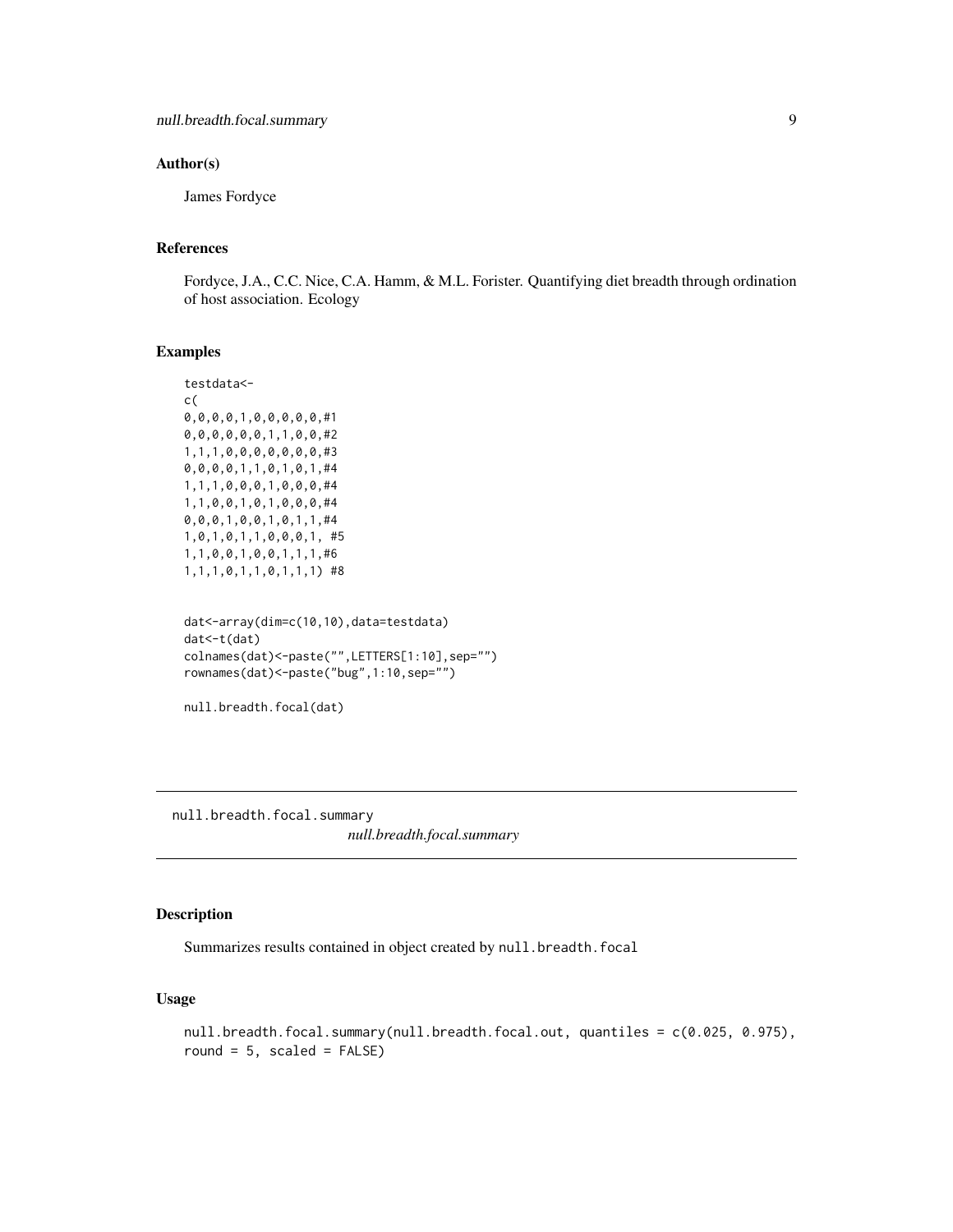### Author(s)

James Fordyce

### References

Fordyce, J.A., C.C. Nice, C.A. Hamm, & M.L. Forister. Quantifying diet breadth through ordination of host association. Ecology

### Examples

```
testdata<-
c(
0,0,0,0,1,0,0,0,0,0,#1
0,0,0,0,0,0,1,1,0,0,#2
1,1,1,0,0,0,0,0,0,0,#3
0,0,0,0,1,1,0,1,0,1,#4
1,1,1,0,0,0,1,0,0,0,#4
1,1,0,0,1,0,1,0,0,0,#4
0,0,0,1,0,0,1,0,1,1,#4
1,0,1,0,1,1,0,0,0,1, #5
1,1,0,0,1,0,0,1,1,1,#6
1,1,1,0,1,1,0,1,1,1) #8


dat<-array(dim=c(10,10),data=testdata)
dat<-t(dat)
colnames(dat)<-paste("",LETTERS[1:10],sep="")
rownames(dat)<-paste("bug",1:10,sep="")

null.breadth.focal(dat)
```

---

## null.breadth.focal.summary

*null.breadth.focal.summary*

### Description

Summarizes results contained in object created by `null.breadth.focal`

### Usage

```
null.breadth.focal.summary(null.breadth.focal.out, quantiles = c(0.025, 0.975),
round = 5, scaled = FALSE)
```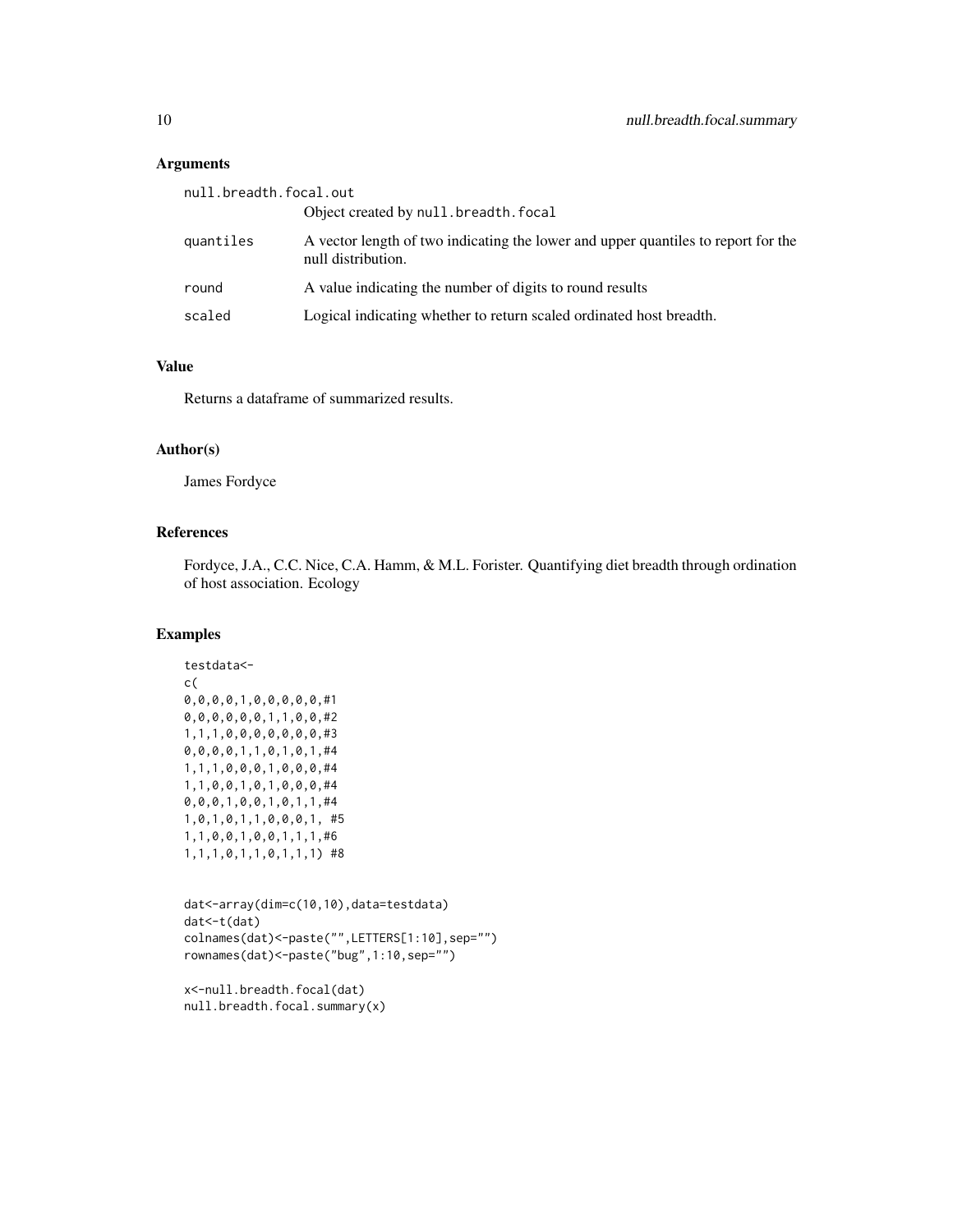### Arguments

| | |
|---|---|
| null.breadth.focal.out | Object created by null.breadth.focal |
| quantiles | A vector length of two indicating the lower and upper quantiles to report for the null distribution. |
| round | A value indicating the number of digits to round results |
| scaled | Logical indicating whether to return scaled ordinated host breadth. |

### Value

Returns a dataframe of summarized results.

### Author(s)

James Fordyce

### References

Fordyce, J.A., C.C. Nice, C.A. Hamm, & M.L. Forister. Quantifying diet breadth through ordination of host association. Ecology

### Examples

```
testdata<-
c(
0,0,0,0,1,0,0,0,0,0,#1
0,0,0,0,0,0,1,1,0,0,#2
1,1,1,0,0,0,0,0,0,0,#3
0,0,0,0,1,1,0,1,0,1,#4
1,1,1,0,0,0,1,0,0,0,#4
1,1,0,0,1,0,1,0,0,0,#4
0,0,0,1,0,0,1,0,1,1,#4
1,0,1,0,1,1,0,0,0,1, #5
1,1,0,0,1,0,0,1,1,1,#6
1,1,1,0,1,1,0,1,1,1) #8


dat<-array(dim=c(10,10),data=testdata)
dat<-t(dat)
colnames(dat)<-paste("",LETTERS[1:10],sep="")
rownames(dat)<-paste("bug",1:10,sep="")

x<-null.breadth.focal(dat)
null.breadth.focal.summary(x)
```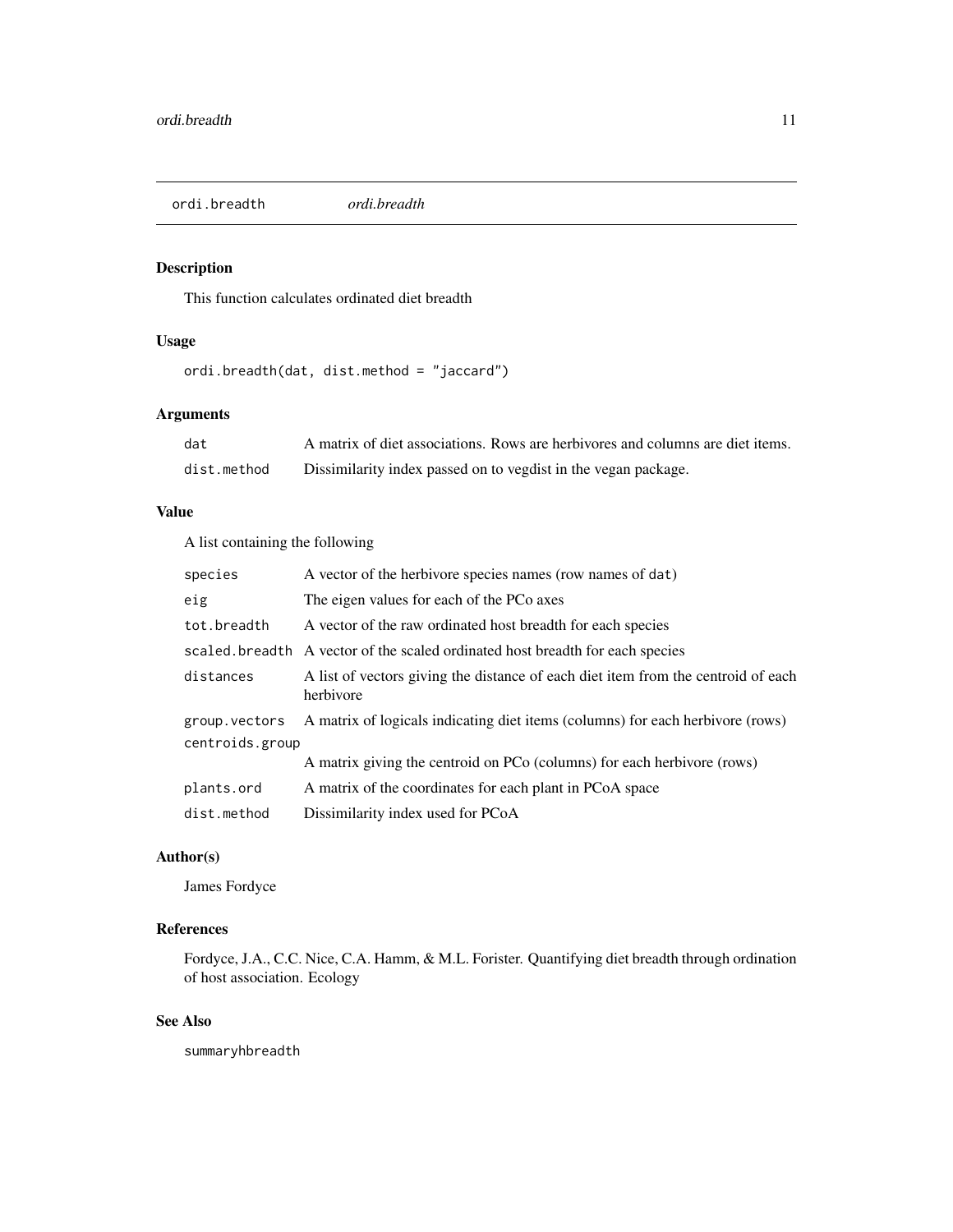## ordi.breadth *ordi.breadth*

### Description

This function calculates ordinated diet breadth

### Usage

```
ordi.breadth(dat, dist.method = "jaccard")
```

### Arguments

| | |
|---|---|
| `dat` | A matrix of diet associations. Rows are herbivores and columns are diet items. |
| `dist.method` | Dissimilarity index passed on to vegdist in the vegan package. |

### Value

A list containing the following

| | |
|---|---|
| `species` | A vector of the herbivore species names (row names of `dat`) |
| `eig` | The eigen values for each of the PCo axes |
| `tot.breadth` | A vector of the raw ordinated host breadth for each species |
| `scaled.breadth` | A vector of the scaled ordinated host breadth for each species |
| `distances` | A list of vectors giving the distance of each diet item from the centroid of each herbivore |
| `group.vectors` | A matrix of logicals indicating diet items (columns) for each herbivore (rows) |
| `centroids.group` | A matrix giving the centroid on PCo (columns) for each herbivore (rows) |
| `plants.ord` | A matrix of the coordinates for each plant in PCoA space |
| `dist.method` | Dissimilarity index used for PCoA |

### Author(s)

James Fordyce

### References

Fordyce, J.A., C.C. Nice, C.A. Hamm, & M.L. Forister. Quantifying diet breadth through ordination of host association. Ecology

### See Also

summaryhbreadth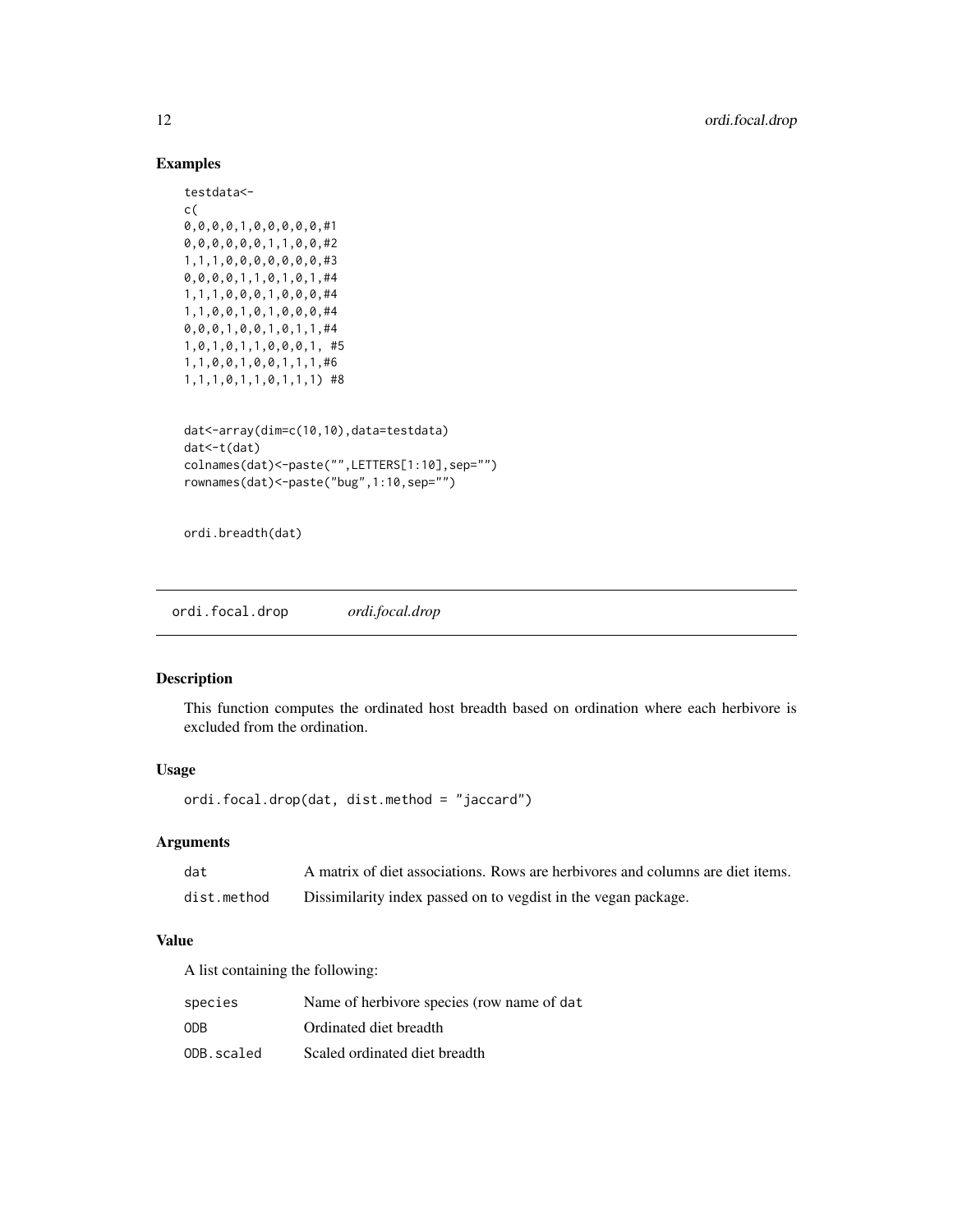## Examples

```
testdata<-
c(
0,0,0,0,1,0,0,0,0,0,#1
0,0,0,0,0,0,1,1,0,0,#2
1,1,1,0,0,0,0,0,0,0,#3
0,0,0,0,1,1,0,1,0,1,#4
1,1,1,0,0,0,1,0,0,0,#4
1,1,0,0,1,0,1,0,0,0,#4
0,0,0,1,0,0,1,0,1,1,#4
1,0,1,0,1,1,0,0,0,1, #5
1,1,0,0,1,0,0,1,1,1,#6
1,1,1,0,1,1,0,1,1,1) #8


dat<-array(dim=c(10,10),data=testdata)
dat<-t(dat)
colnames(dat)<-paste("",LETTERS[1:10],sep="")
rownames(dat)<-paste("bug",1:10,sep="")


ordi.breadth(dat)
```

---

# ordi.focal.drop *ordi.focal.drop*

---

## Description

This function computes the ordinated host breadth based on ordination where each herbivore is excluded from the ordination.

## Usage

```
ordi.focal.drop(dat, dist.method = "jaccard")
```

## Arguments

| | |
|---|---|
| `dat` | A matrix of diet associations. Rows are herbivores and columns are diet items. |
| `dist.method` | Dissimilarity index passed on to vegdist in the vegan package. |

## Value

A list containing the following:

| | |
|---|---|
| `species` | Name of herbivore species (row name of `dat` |
| `ODB` | Ordinated diet breadth |
| `ODB.scaled` | Scaled ordinated diet breadth |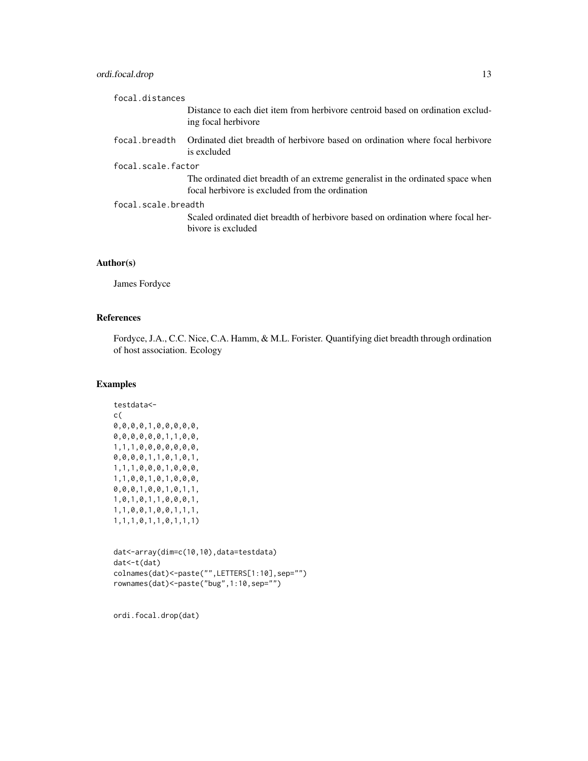focal.distances
: Distance to each diet item from herbivore centroid based on ordination excluding focal herbivore

focal.breadth
: Ordinated diet breadth of herbivore based on ordination where focal herbivore is excluded

focal.scale.factor
: The ordinated diet breadth of an extreme generalist in the ordinated space when focal herbivore is excluded from the ordination

focal.scale.breadth
: Scaled ordinated diet breadth of herbivore based on ordination where focal herbivore is excluded

## Author(s)

James Fordyce

## References

Fordyce, J.A., C.C. Nice, C.A. Hamm, & M.L. Forister. Quantifying diet breadth through ordination of host association. Ecology

## Examples

```
testdata<-
c(
0,0,0,0,1,0,0,0,0,0,
0,0,0,0,0,0,1,1,0,0,
1,1,1,0,0,0,0,0,0,0,
0,0,0,0,1,1,0,1,0,1,
1,1,1,0,0,0,1,0,0,0,
1,1,0,0,1,0,1,0,0,0,
0,0,0,1,0,0,1,0,1,1,
1,0,1,0,1,1,0,0,0,1,
1,1,0,0,1,0,0,1,1,1,
1,1,1,0,1,1,0,1,1,1)


dat<-array(dim=c(10,10),data=testdata)
dat<-t(dat)
colnames(dat)<-paste("",LETTERS[1:10],sep="")
rownames(dat)<-paste("bug",1:10,sep="")


ordi.focal.drop(dat)
```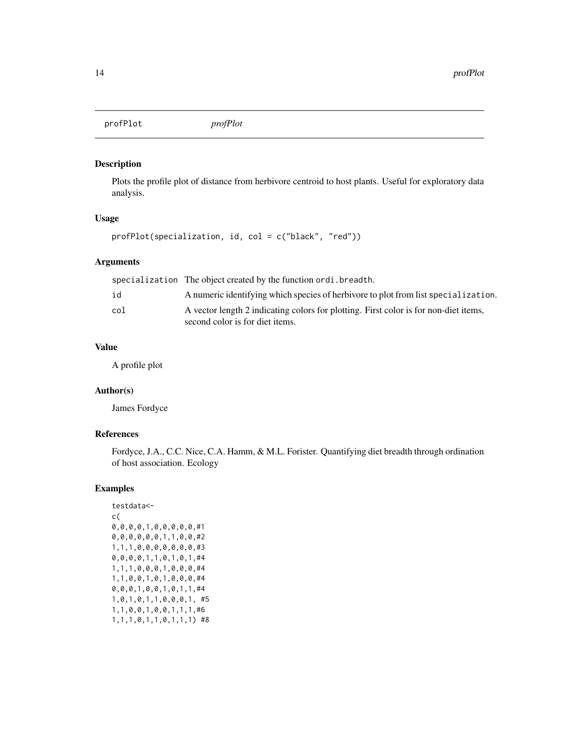## profPlot *profPlot*

### Description

Plots the profile plot of distance from herbivore centroid to host plants. Useful for exploratory data analysis.

### Usage

```
profPlot(specialization, id, col = c("black", "red"))
```

### Arguments

| | |
|---|---|
| specialization | The object created by the function ordi.breadth. |
| id | A numeric identifying which species of herbivore to plot from list specialization. |
| col | A vector length 2 indicating colors for plotting. First color is for non-diet items, second color is for diet items. |

### Value

A profile plot

### Author(s)

James Fordyce

### References

Fordyce, J.A., C.C. Nice, C.A. Hamm, & M.L. Forister. Quantifying diet breadth through ordination of host association. Ecology

### Examples

```
testdata<-
c(
0,0,0,0,1,0,0,0,0,0,0,#1
0,0,0,0,0,0,1,1,0,0,#2
1,1,1,0,0,0,0,0,0,0,#3
0,0,0,0,1,1,0,1,0,1,#4
1,1,1,0,0,0,1,0,0,0,#4
1,1,0,0,1,0,1,0,0,0,#4
0,0,0,1,0,0,1,0,1,1,#4
1,0,1,0,1,1,0,0,0,1, #5
1,1,0,0,1,0,0,1,1,1,#6
1,1,1,0,1,1,0,1,1,1) #8
```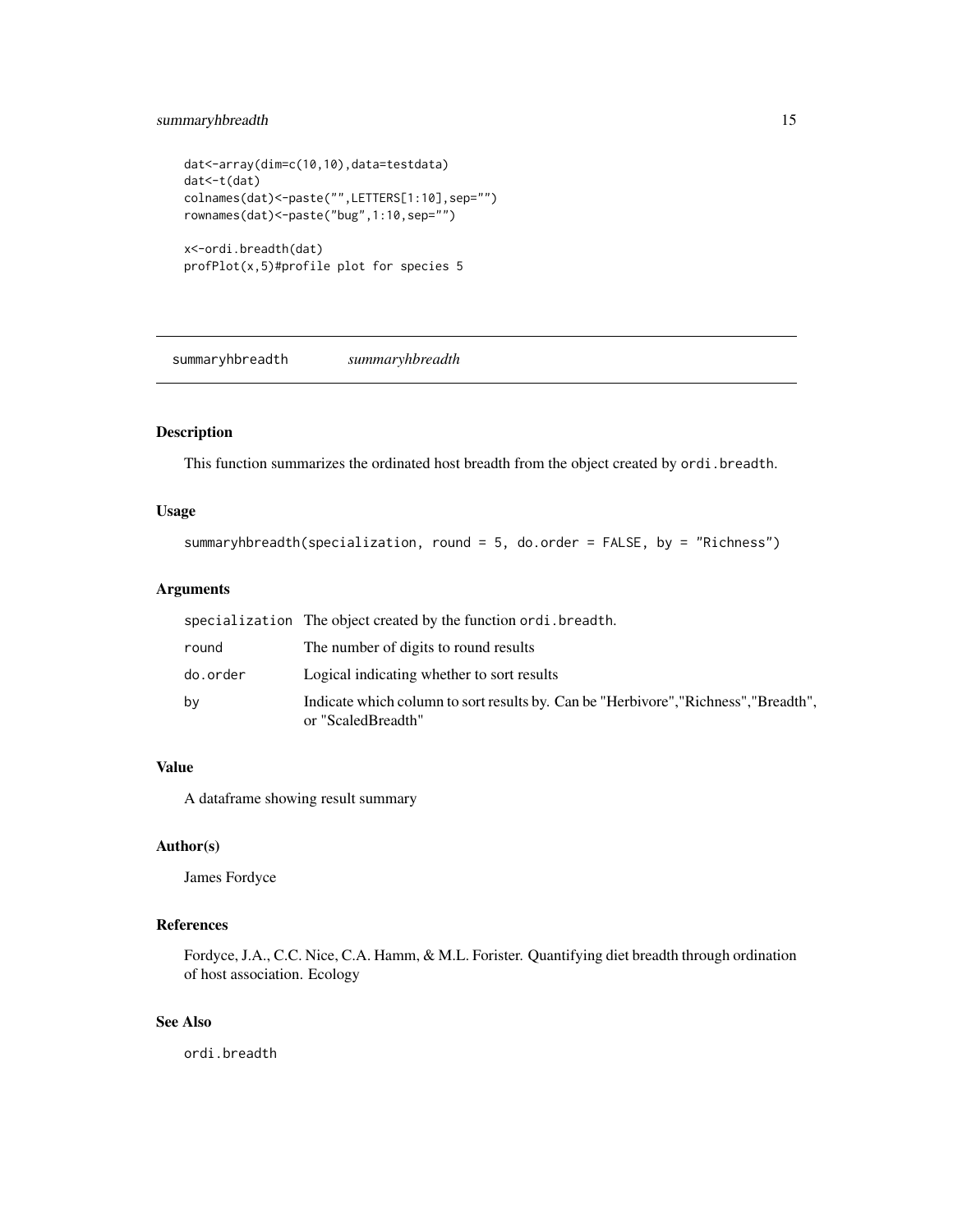```
dat<-array(dim=c(10,10),data=testdata)
dat<-t(dat)
colnames(dat)<-paste("",LETTERS[1:10],sep="")
rownames(dat)<-paste("bug",1:10,sep="")

x<-ordi.breadth(dat)
profPlot(x,5)#profile plot for species 5
```

## summaryhbreadth *summaryhbreadth*

### Description

This function summarizes the ordinated host breadth from the object created by `ordi.breadth`.

### Usage

```
summaryhbreadth(specialization, round = 5, do.order = FALSE, by = "Richness")
```

### Arguments

| | |
|---|---|
| `specialization` | The object created by the function `ordi.breadth`. |
| `round` | The number of digits to round results |
| `do.order` | Logical indicating whether to sort results |
| `by` | Indicate which column to sort results by. Can be "Herbivore","Richness","Breadth", or "ScaledBreadth" |

### Value

A dataframe showing result summary

### Author(s)

James Fordyce

### References

Fordyce, J.A., C.C. Nice, C.A. Hamm, & M.L. Forister. Quantifying diet breadth through ordination of host association. Ecology

### See Also

`ordi.breadth`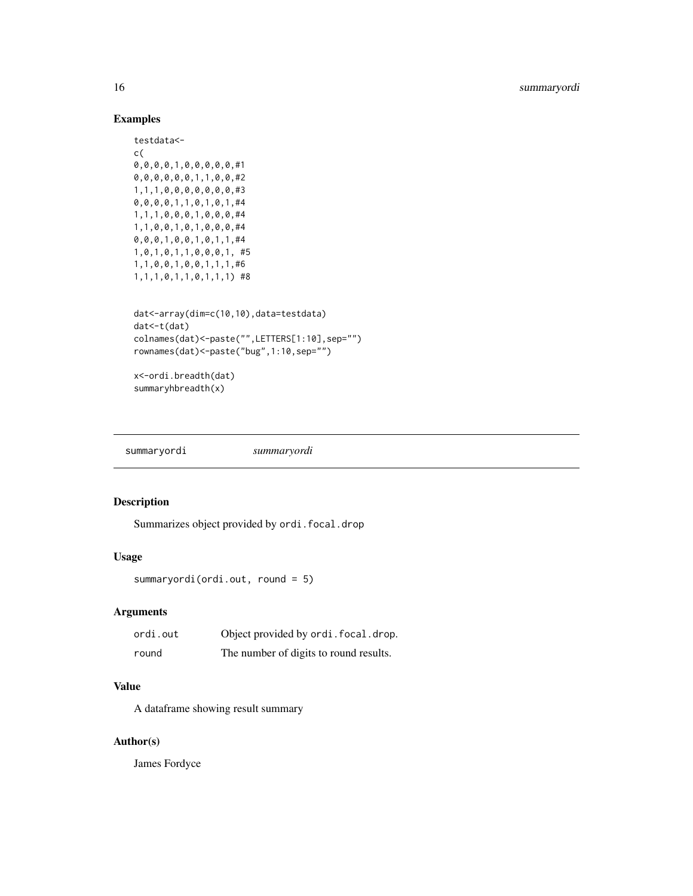## Examples

```
testdata<-
c(
0,0,0,0,1,0,0,0,0,0,#1
0,0,0,0,0,0,1,1,0,0,#2
1,1,1,0,0,0,0,0,0,0,#3
0,0,0,0,1,1,0,1,0,1,#4
1,1,1,0,0,0,1,0,0,0,#4
1,1,0,0,1,0,1,0,0,0,#4
0,0,0,1,0,0,1,0,1,1,#4
1,0,1,0,1,1,0,0,0,1, #5
1,1,0,0,1,0,0,1,1,1,#6
1,1,1,0,1,1,0,1,1,1) #8


dat<-array(dim=c(10,10),data=testdata)
dat<-t(dat)
colnames(dat)<-paste("",LETTERS[1:10],sep="")
rownames(dat)<-paste("bug",1:10,sep="")

x<-ordi.breadth(dat)
summaryhbreadth(x)
```

---

# summaryordi *summaryordi*

---

## Description

Summarizes object provided by `ordi.focal.drop`

## Usage

```
summaryordi(ordi.out, round = 5)
```

## Arguments

| | |
|---|---|
| `ordi.out` | Object provided by `ordi.focal.drop`. |
| `round` | The number of digits to round results. |

## Value

A dataframe showing result summary

## Author(s)

James Fordyce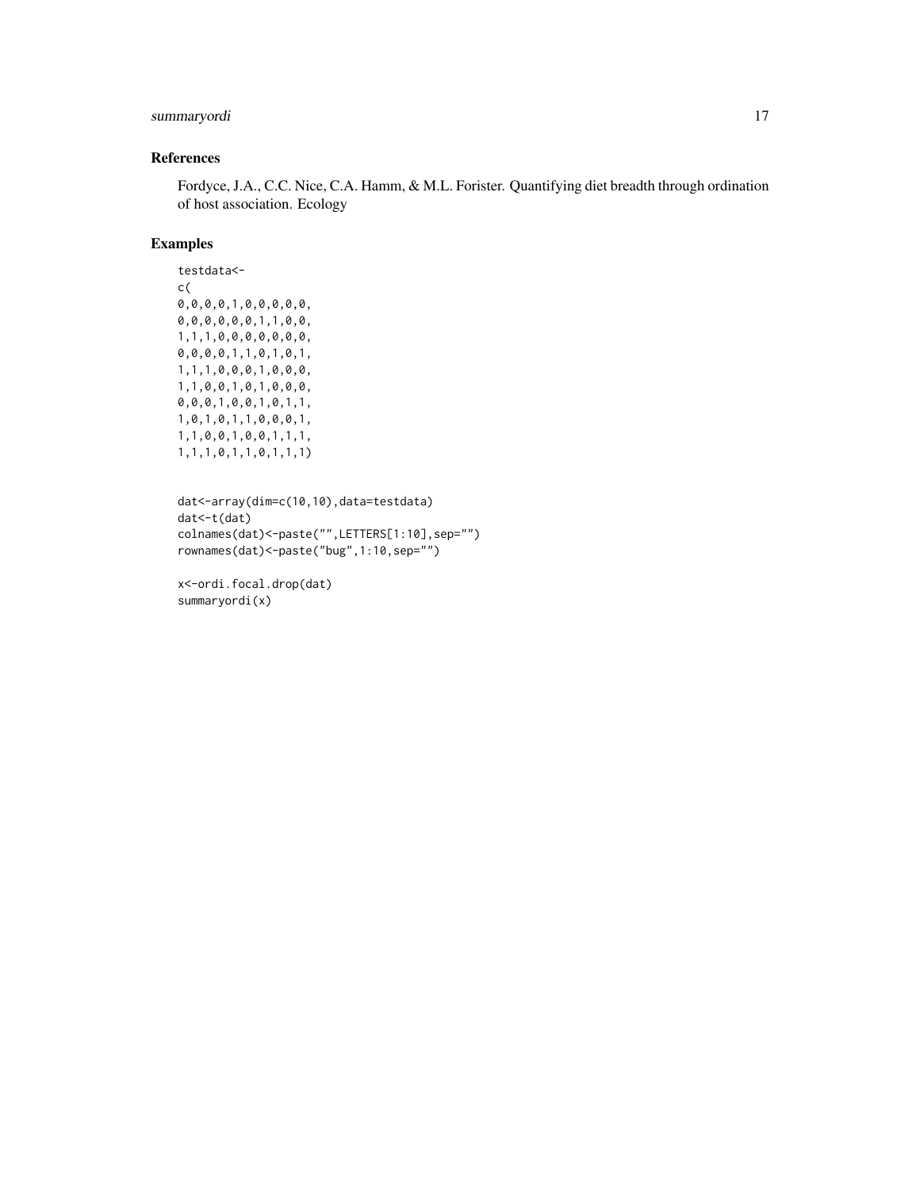### References

Fordyce, J.A., C.C. Nice, C.A. Hamm, & M.L. Forister. Quantifying diet breadth through ordination of host association. Ecology

### Examples

```
testdata<-
c(
0,0,0,0,1,0,0,0,0,0,
0,0,0,0,0,0,1,1,0,0,
1,1,1,0,0,0,0,0,0,0,
0,0,0,0,1,1,0,1,0,1,
1,1,1,0,0,0,1,0,0,0,
1,1,0,0,1,0,1,0,0,0,
0,0,0,1,0,0,1,0,1,1,
1,0,1,0,1,1,0,0,0,1,
1,1,0,0,1,0,0,1,1,1,
1,1,1,0,1,1,0,1,1,1)


dat<-array(dim=c(10,10),data=testdata)
dat<-t(dat)
colnames(dat)<-paste("",LETTERS[1:10],sep="")
rownames(dat)<-paste("bug",1:10,sep="")

x<-ordi.focal.drop(dat)
summaryordi(x)
```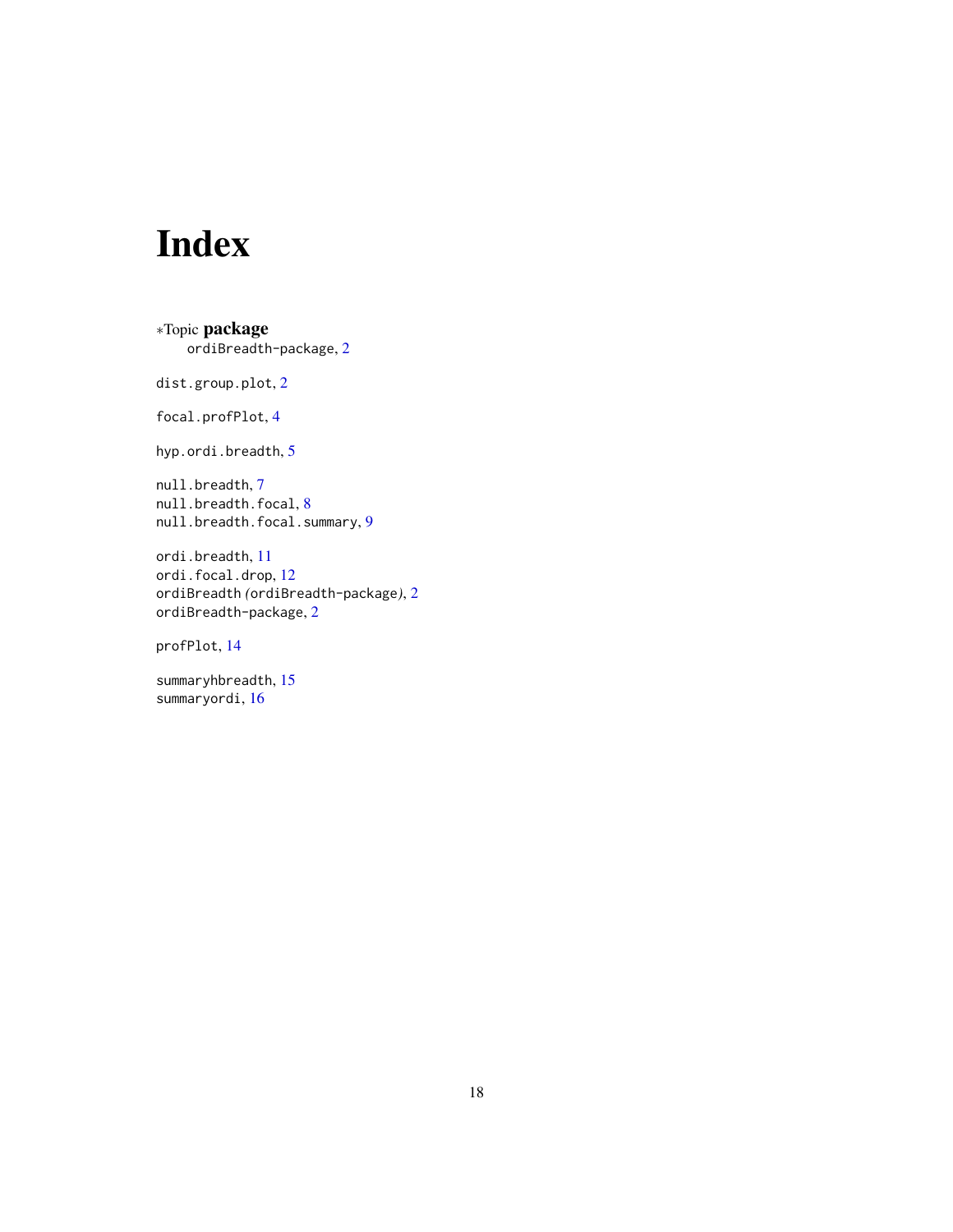# Index

*Topic **package**
    ordiBreadth-package, 2

dist.group.plot, 2

focal.profPlot, 4

hyp.ordi.breadth, 5

null.breadth, 7
null.breadth.focal, 8
null.breadth.focal.summary, 9

ordi.breadth, 11
ordi.focal.drop, 12
ordiBreadth (ordiBreadth-package), 2
ordiBreadth-package, 2

profPlot, 14

summaryhbreadth, 15
summaryordi, 16